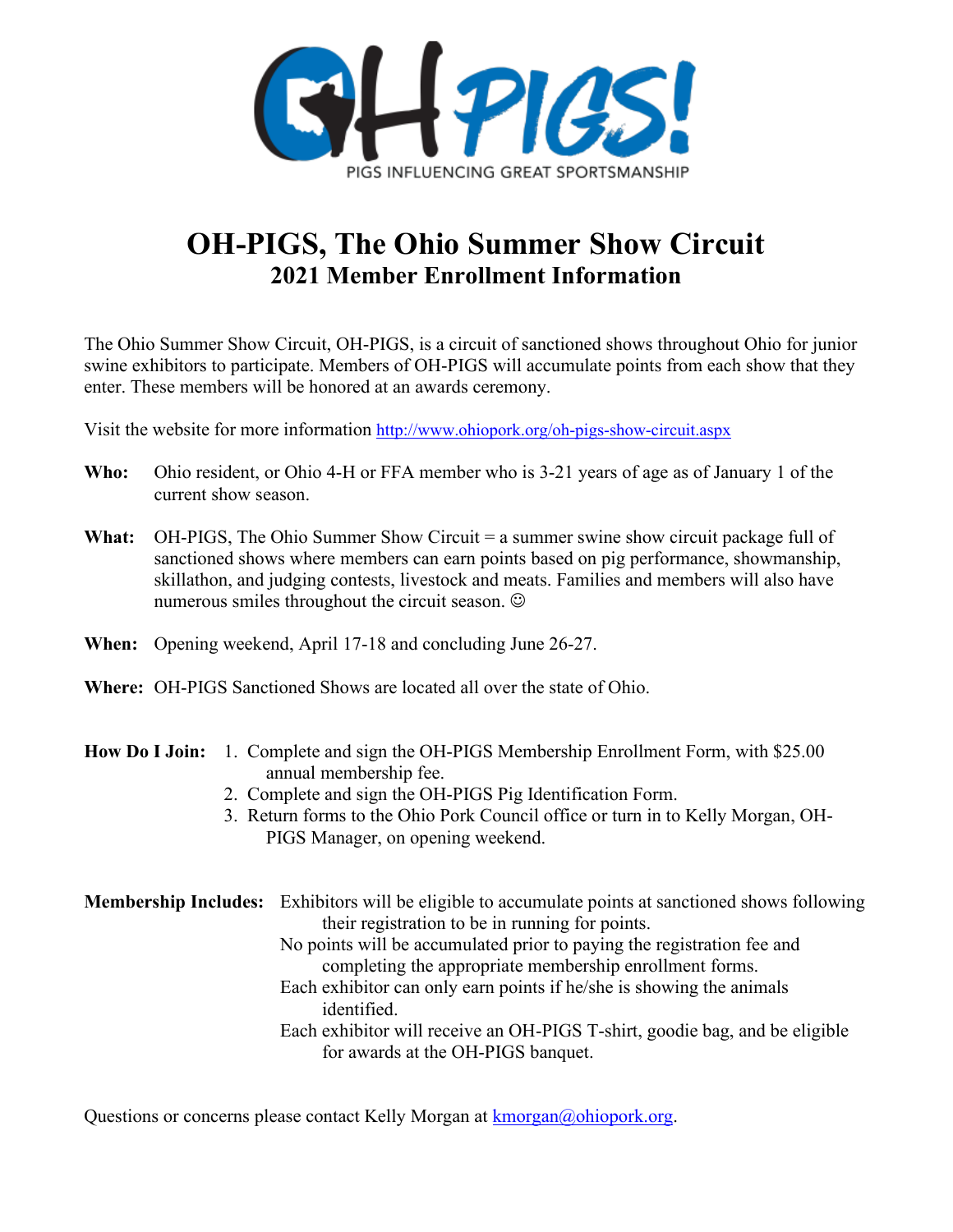OH PIGS!

PIGS INFLUENCING GREAT SPORTSMANSHIP

# OH-PIGS, The Ohio Summer Show Circuit

## 2021 Member Enrollment Information

The Ohio Summer Show Circuit, OH-PIGS, is a circuit of sanctioned shows throughout Ohio for junior swine exhibitors to participate. Members of OH-PIGS will accumulate points from each show that they enter. These members will be honored at an awards ceremony.

Visit the website for more information http://www.ohiopork.org/oh-pigs-show-circuit.aspx

**Who:** Ohio resident, or Ohio 4-H or FFA member who is 3-21 years of age as of January 1 of the current show season.

**What:** OH-PIGS, The Ohio Summer Show Circuit = a summer swine show circuit package full of sanctioned shows where members can earn points based on pig performance, showmanship, skillathon, and judging contests, livestock and meats. Families and members will also have numerous smiles throughout the circuit season. ☺

**When:** Opening weekend, April 17-18 and concluding June 26-27.

**Where:** OH-PIGS Sanctioned Shows are located all over the state of Ohio.

**How Do I Join:**

1. Complete and sign the OH-PIGS Membership Enrollment Form, with $25.00 annual membership fee.
2. Complete and sign the OH-PIGS Pig Identification Form.
3. Return forms to the Ohio Pork Council office or turn in to Kelly Morgan, OH-PIGS Manager, on opening weekend.

**Membership Includes:**

Exhibitors will be eligible to accumulate points at sanctioned shows following their registration to be in running for points.

No points will be accumulated prior to paying the registration fee and completing the appropriate membership enrollment forms.

Each exhibitor can only earn points if he/she is showing the animals identified.

Each exhibitor will receive an OH-PIGS T-shirt, goodie bag, and be eligible for awards at the OH-PIGS banquet.

Questions or concerns please contact Kelly Morgan at kmorgan@ohiopork.org.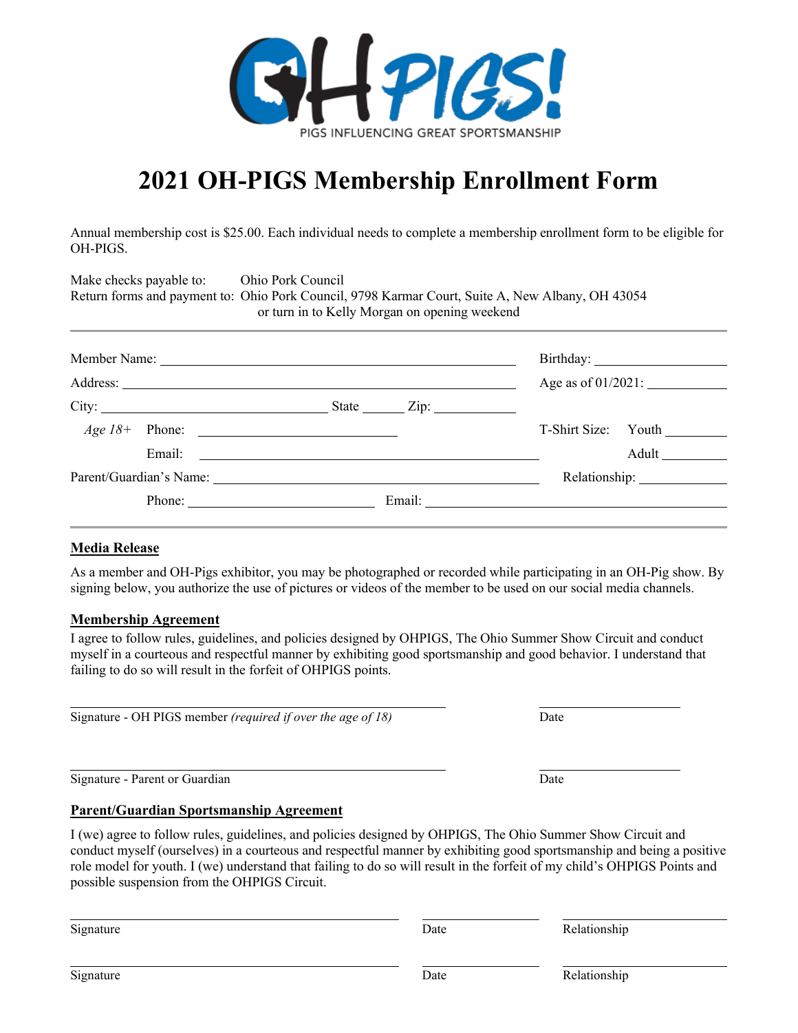OH PIGS!

PIGS INFLUENCING GREAT SPORTSMANSHIP

# 2021 OH-PIGS Membership Enrollment Form

Annual membership cost is $25.00. Each individual needs to complete a membership enrollment form to be eligible for OH-PIGS.

Make checks payable to: Ohio Pork Council

Return forms and payment to: Ohio Pork Council, 9798 Karmar Court, Suite A, New Albany, OH 43054
or turn in to Kelly Morgan on opening weekend

---

Member Name: ______________________________ Birthday: ______________

Address: ______________________________ Age as of 01/2021: ______________

City: ______________ State ______ Zip: ______________

*Age 18+* Phone: ______________ T-Shirt Size: Youth ______________

Email: ______________________________ Adult ______________

Parent/Guardian's Name: ______________________________ Relationship: ______________

Phone: ______________ Email: ______________________________

---

**Media Release**

As a member and OH-Pigs exhibitor, you may be photographed or recorded while participating in an OH-Pig show. By signing below, you authorize the use of pictures or videos of the member to be used on our social media channels.

**Membership Agreement**

I agree to follow rules, guidelines, and policies designed by OHPIGS, The Ohio Summer Show Circuit and conduct myself in a courteous and respectful manner by exhibiting good sportsmanship and good behavior. I understand that failing to do so will result in the forfeit of OHPIGS points.

______________________________ ______________

Signature - OH PIGS member *(required if over the age of 18)* Date

______________________________ ______________

Signature - Parent or Guardian Date

**Parent/Guardian Sportsmanship Agreement**

I (we) agree to follow rules, guidelines, and policies designed by OHPIGS, The Ohio Summer Show Circuit and conduct myself (ourselves) in a courteous and respectful manner by exhibiting good sportsmanship and being a positive role model for youth. I (we) understand that failing to do so will result in the forfeit of my child's OHPIGS Points and possible suspension from the OHPIGS Circuit.

______________________________ ______________ ______________

Signature Date Relationship

______________________________ ______________ ______________

Signature Date Relationship